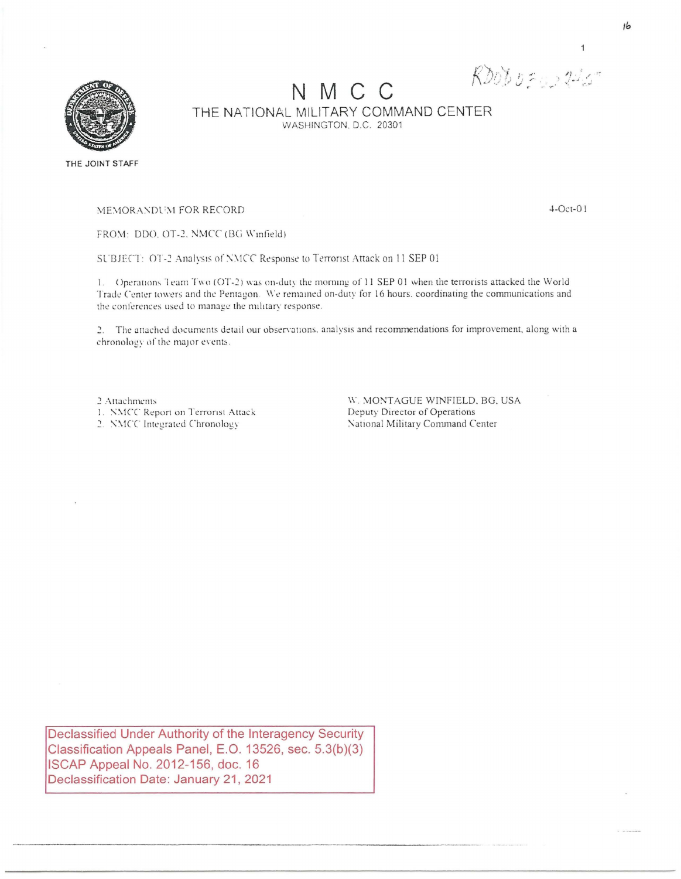RD0603002-45

# N M C C

## THE NATIONAL MILITARY COMMAND CENTER

WASHINGTON, D.C. 20301

THE JOINT STAFF

MEMORANDUM FOR RECORD

4-Oct-01

FROM: DDO, OT-2, NMCC (BG Winfield)

SUBJECT: OT-2 Analysis of NMCC Response to Terrorist Attack on 11 SEP 01

1. Operations Team Two (OT-2) was on-duty the morning of 11 SEP 01 when the terrorists attacked the World Trade Center towers and the Pentagon. We remained on-duty for 16 hours, coordinating the communications and the conferences used to manage the military response.

2. The attached documents detail our observations, analysis and recommendations for improvement, along with a chronology of the major events.

2 Attachments
1. NMCC Report on Terrorist Attack
2. NMCC Integrated Chronology

W. MONTAGUE WINFIELD, BG, USA
Deputy Director of Operations
National Military Command Center

Declassified Under Authority of the Interagency Security Classification Appeals Panel, E.O. 13526, sec. 5.3(b)(3)
ISCAP Appeal No. 2012-156, doc. 16
Declassification Date: January 21, 2021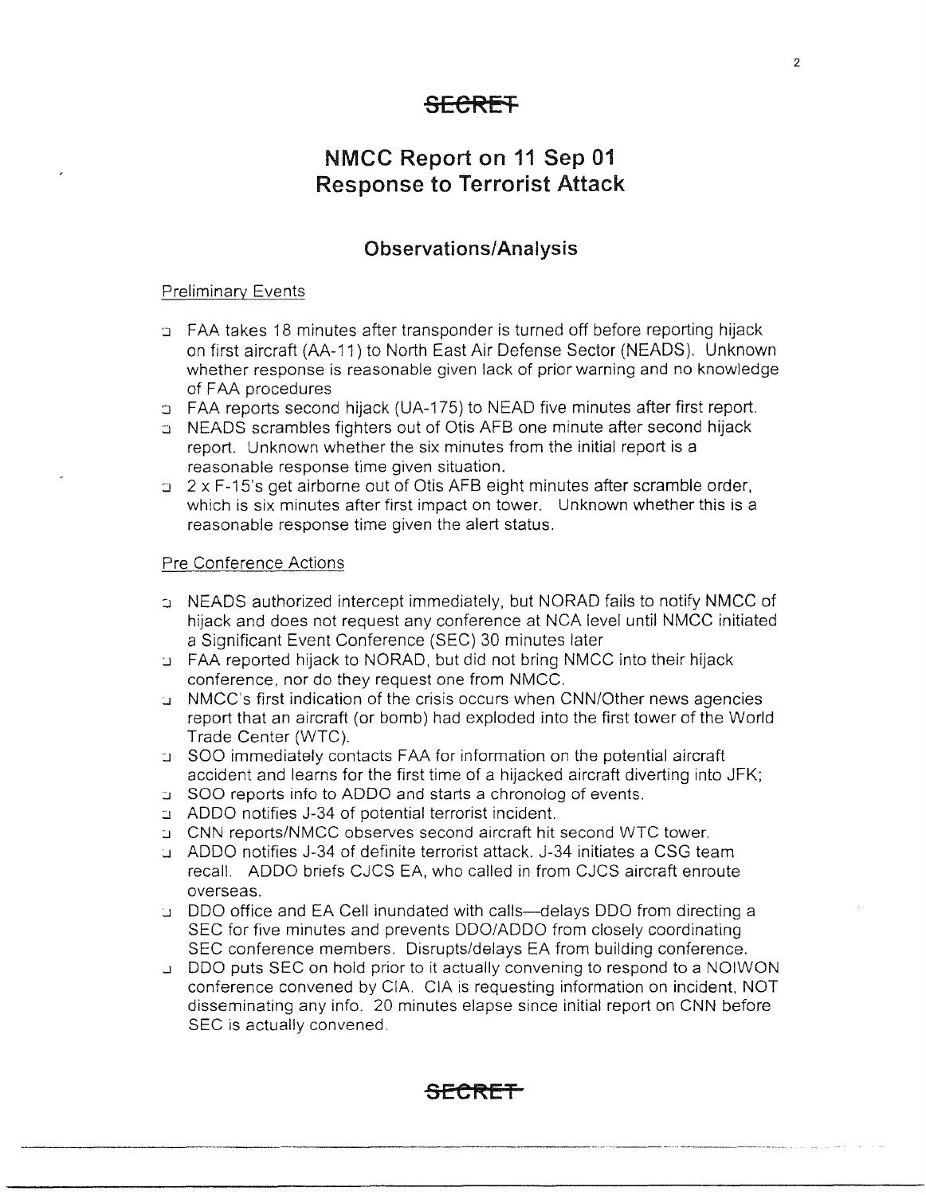SECRET

# NMCC Report on 11 Sep 01 Response to Terrorist Attack

## Observations/Analysis

Preliminary Events

- FAA takes 18 minutes after transponder is turned off before reporting hijack on first aircraft (AA-11) to North East Air Defense Sector (NEADS). Unknown whether response is reasonable given lack of prior warning and no knowledge of FAA procedures
- FAA reports second hijack (UA-175) to NEAD five minutes after first report.
- NEADS scrambles fighters out of Otis AFB one minute after second hijack report. Unknown whether the six minutes from the initial report is a reasonable response time given situation.
- 2 x F-15's get airborne out of Otis AFB eight minutes after scramble order, which is six minutes after first impact on tower. Unknown whether this is a reasonable response time given the alert status.

Pre Conference Actions

- NEADS authorized intercept immediately, but NORAD fails to notify NMCC of hijack and does not request any conference at NCA level until NMCC initiated a Significant Event Conference (SEC) 30 minutes later
- FAA reported hijack to NORAD, but did not bring NMCC into their hijack conference, nor do they request one from NMCC.
- NMCC's first indication of the crisis occurs when CNN/Other news agencies report that an aircraft (or bomb) had exploded into the first tower of the World Trade Center (WTC).
- SOO immediately contacts FAA for information on the potential aircraft accident and learns for the first time of a hijacked aircraft diverting into JFK;
- SOO reports info to ADDO and starts a chronolog of events.
- ADDO notifies J-34 of potential terrorist incident.
- CNN reports/NMCC observes second aircraft hit second WTC tower.
- ADDO notifies J-34 of definite terrorist attack. J-34 initiates a CSG team recall. ADDO briefs CJCS EA, who called in from CJCS aircraft enroute overseas.
- DDO office and EA Cell inundated with calls—delays DDO from directing a SEC for five minutes and prevents DDO/ADDO from closely coordinating SEC conference members. Disrupts/delays EA from building conference.
- DDO puts SEC on hold prior to it actually convening to respond to a NOIWON conference convened by CIA. CIA is requesting information on incident, NOT disseminating any info. 20 minutes elapse since initial report on CNN before SEC is actually convened.

SECRET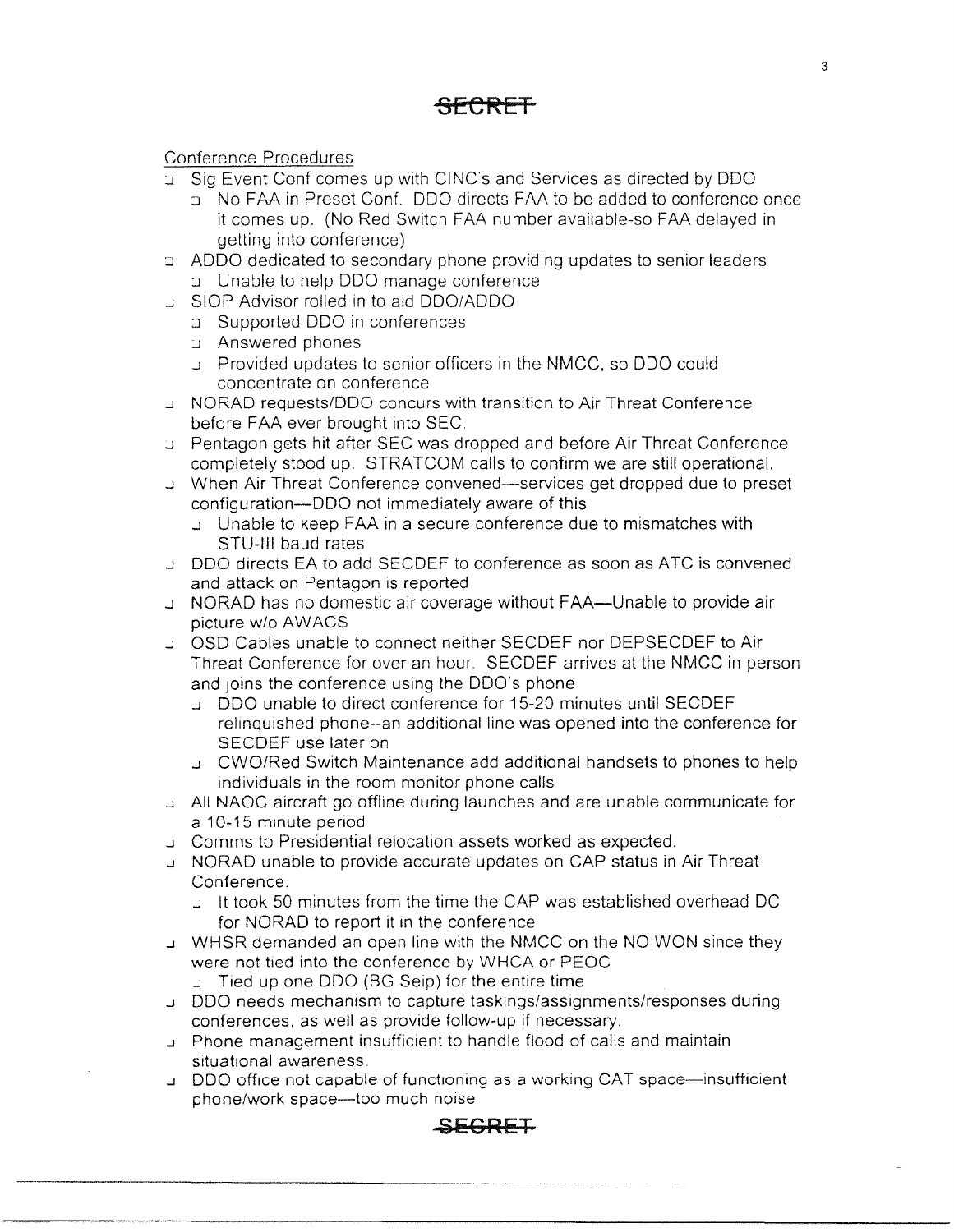SECRET

Conference Procedures

- Sig Event Conf comes up with CINC's and Services as directed by DDO
  - No FAA in Preset Conf. DDO directs FAA to be added to conference once it comes up. (No Red Switch FAA number available-so FAA delayed in getting into conference)
- ADDO dedicated to secondary phone providing updates to senior leaders
  - Unable to help DDO manage conference
- SIOP Advisor rolled in to aid DDO/ADDO
  - Supported DDO in conferences
  - Answered phones
  - Provided updates to senior officers in the NMCC, so DDO could concentrate on conference
- NORAD requests/DDO concurs with transition to Air Threat Conference before FAA ever brought into SEC.
- Pentagon gets hit after SEC was dropped and before Air Threat Conference completely stood up. STRATCOM calls to confirm we are still operational.
- When Air Threat Conference convened—services get dropped due to preset configuration—DDO not immediately aware of this
  - Unable to keep FAA in a secure conference due to mismatches with STU-III baud rates
- DDO directs EA to add SECDEF to conference as soon as ATC is convened and attack on Pentagon is reported
- NORAD has no domestic air coverage without FAA—Unable to provide air picture w/o AWACS
- OSD Cables unable to connect neither SECDEF nor DEPSECDEF to Air Threat Conference for over an hour. SECDEF arrives at the NMCC in person and joins the conference using the DDO's phone
  - DDO unable to direct conference for 15-20 minutes until SECDEF relinquished phone--an additional line was opened into the conference for SECDEF use later on
  - CWO/Red Switch Maintenance add additional handsets to phones to help individuals in the room monitor phone calls
- All NAOC aircraft go offline during launches and are unable communicate for a 10-15 minute period
- Comms to Presidential relocation assets worked as expected.
- NORAD unable to provide accurate updates on CAP status in Air Threat Conference.
  - It took 50 minutes from the time the CAP was established overhead DC for NORAD to report it in the conference
- WHSR demanded an open line with the NMCC on the NOIWON since they were not tied into the conference by WHCA or PEOC
  - Tied up one DDO (BG Seip) for the entire time
- DDO needs mechanism to capture taskings/assignments/responses during conferences, as well as provide follow-up if necessary.
- Phone management insufficient to handle flood of calls and maintain situational awareness.
- DDO office not capable of functioning as a working CAT space—insufficient phone/work space—too much noise

SECRET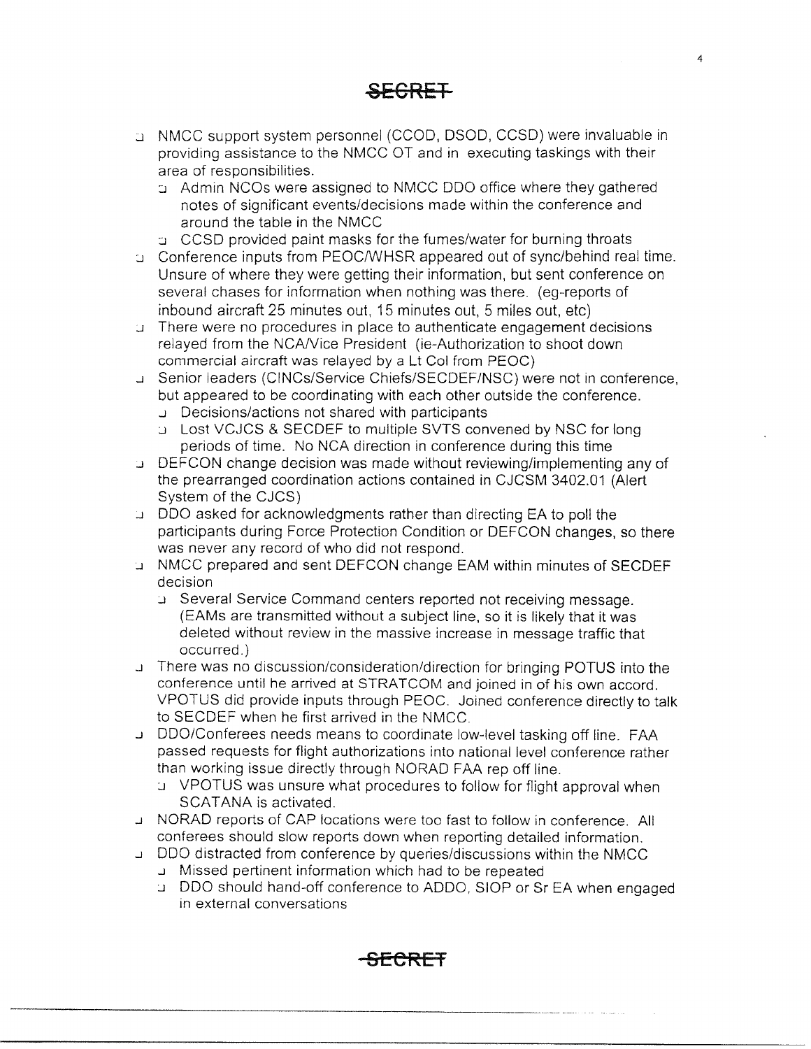SECRET

- NMCC support system personnel (CCOD, DSOD, CCSD) were invaluable in providing assistance to the NMCC OT and in executing taskings with their area of responsibilities.
  - Admin NCOs were assigned to NMCC DDO office where they gathered notes of significant events/decisions made within the conference and around the table in the NMCC
  - CCSD provided paint masks for the fumes/water for burning throats
- Conference inputs from PEOC/WHSR appeared out of sync/behind real time. Unsure of where they were getting their information, but sent conference on several chases for information when nothing was there. (eg-reports of inbound aircraft 25 minutes out, 15 minutes out, 5 miles out, etc)
- There were no procedures in place to authenticate engagement decisions relayed from the NCA/Vice President (ie-Authorization to shoot down commercial aircraft was relayed by a Lt Col from PEOC)
- Senior leaders (CINCs/Service Chiefs/SECDEF/NSC) were not in conference, but appeared to be coordinating with each other outside the conference.
  - Decisions/actions not shared with participants
  - Lost VCJCS & SECDEF to multiple SVTS convened by NSC for long periods of time. No NCA direction in conference during this time
- DEFCON change decision was made without reviewing/implementing any of the prearranged coordination actions contained in CJCSM 3402.01 (Alert System of the CJCS)
- DDO asked for acknowledgments rather than directing EA to poll the participants during Force Protection Condition or DEFCON changes, so there was never any record of who did not respond.
- NMCC prepared and sent DEFCON change EAM within minutes of SECDEF decision
  - Several Service Command centers reported not receiving message. (EAMs are transmitted without a subject line, so it is likely that it was deleted without review in the massive increase in message traffic that occurred.)
- There was no discussion/consideration/direction for bringing POTUS into the conference until he arrived at STRATCOM and joined in of his own accord. VPOTUS did provide inputs through PEOC. Joined conference directly to talk to SECDEF when he first arrived in the NMCC.
- DDO/Conferees needs means to coordinate low-level tasking off line. FAA passed requests for flight authorizations into national level conference rather than working issue directly through NORAD FAA rep off line.
  - VPOTUS was unsure what procedures to follow for flight approval when SCATANA is activated.
- NORAD reports of CAP locations were too fast to follow in conference. All conferees should slow reports down when reporting detailed information.
- DDO distracted from conference by queries/discussions within the NMCC
  - Missed pertinent information which had to be repeated
  - DDO should hand-off conference to ADDO, SIOP or Sr EA when engaged in external conversations

SECRET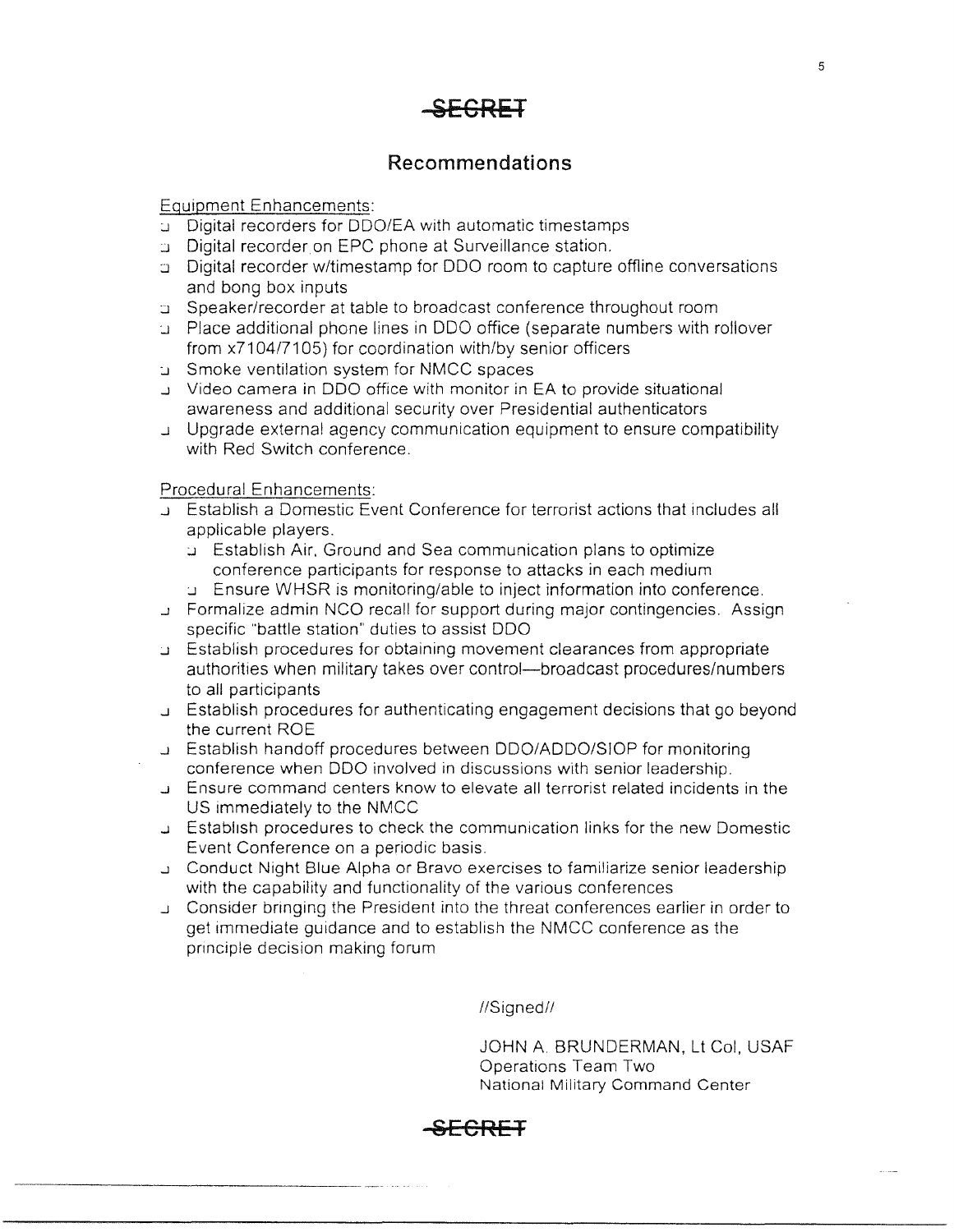~~SECRET~~

## Recommendations

Equipment Enhancements:

- Digital recorders for DDO/EA with automatic timestamps
- Digital recorder on EPC phone at Surveillance station.
- Digital recorder w/timestamp for DDO room to capture offline conversations and bong box inputs
- Speaker/recorder at table to broadcast conference throughout room
- Place additional phone lines in DDO office (separate numbers with rollover from x7104/7105) for coordination with/by senior officers
- Smoke ventilation system for NMCC spaces
- Video camera in DDO office with monitor in EA to provide situational awareness and additional security over Presidential authenticators
- Upgrade external agency communication equipment to ensure compatibility with Red Switch conference.

Procedural Enhancements:

- Establish a Domestic Event Conference for terrorist actions that includes all applicable players.
  - Establish Air, Ground and Sea communication plans to optimize conference participants for response to attacks in each medium
  - Ensure WHSR is monitoring/able to inject information into conference.
- Formalize admin NCO recall for support during major contingencies. Assign specific "battle station" duties to assist DDO
- Establish procedures for obtaining movement clearances from appropriate authorities when military takes over control—broadcast procedures/numbers to all participants
- Establish procedures for authenticating engagement decisions that go beyond the current ROE
- Establish handoff procedures between DDO/ADDO/SIOP for monitoring conference when DDO involved in discussions with senior leadership.
- Ensure command centers know to elevate all terrorist related incidents in the US immediately to the NMCC
- Establish procedures to check the communication links for the new Domestic Event Conference on a periodic basis.
- Conduct Night Blue Alpha or Bravo exercises to familiarize senior leadership with the capability and functionality of the various conferences
- Consider bringing the President into the threat conferences earlier in order to get immediate guidance and to establish the NMCC conference as the principle decision making forum

//Signed//

JOHN A. BRUNDERMAN, Lt Col, USAF
Operations Team Two
National Military Command Center

~~SECRET~~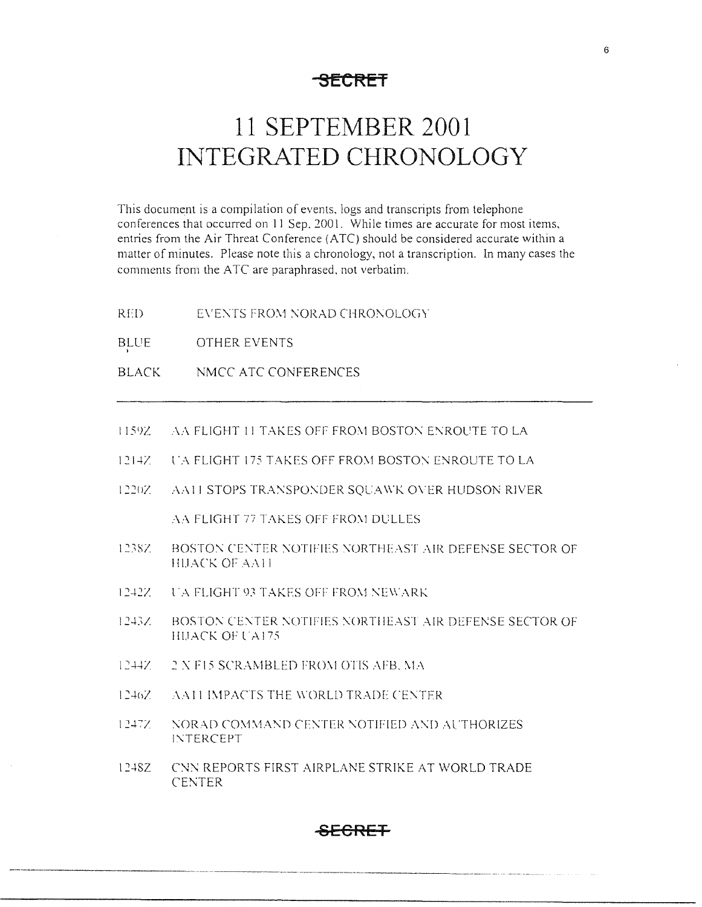SECRET

# 11 SEPTEMBER 2001 INTEGRATED CHRONOLOGY

This document is a compilation of events, logs and transcripts from telephone conferences that occurred on 11 Sep, 2001. While times are accurate for most items, entries from the Air Threat Conference (ATC) should be considered accurate within a matter of minutes. Please note this a chronology, not a transcription. In many cases the comments from the ATC are paraphrased, not verbatim.

RED — EVENTS FROM NORAD CHRONOLOGY

BLUE — OTHER EVENTS

BLACK — NMCC ATC CONFERENCES

---

1159Z AA FLIGHT 11 TAKES OFF FROM BOSTON ENROUTE TO LA

1214Z UA FLIGHT 175 TAKES OFF FROM BOSTON ENROUTE TO LA

1220Z AA11 STOPS TRANSPONDER SQUAWK OVER HUDSON RIVER

AA FLIGHT 77 TAKES OFF FROM DULLES

1238Z BOSTON CENTER NOTIFIES NORTHEAST AIR DEFENSE SECTOR OF HIJACK OF AA11

1242Z UA FLIGHT 93 TAKES OFF FROM NEWARK

1243Z BOSTON CENTER NOTIFIES NORTHEAST AIR DEFENSE SECTOR OF HIJACK OF UA175

1244Z 2 X F15 SCRAMBLED FROM OTIS AFB, MA

1246Z AA11 IMPACTS THE WORLD TRADE CENTER

1247Z NORAD COMMAND CENTER NOTIFIED AND AUTHORIZES INTERCEPT

1248Z CNN REPORTS FIRST AIRPLANE STRIKE AT WORLD TRADE CENTER

SECRET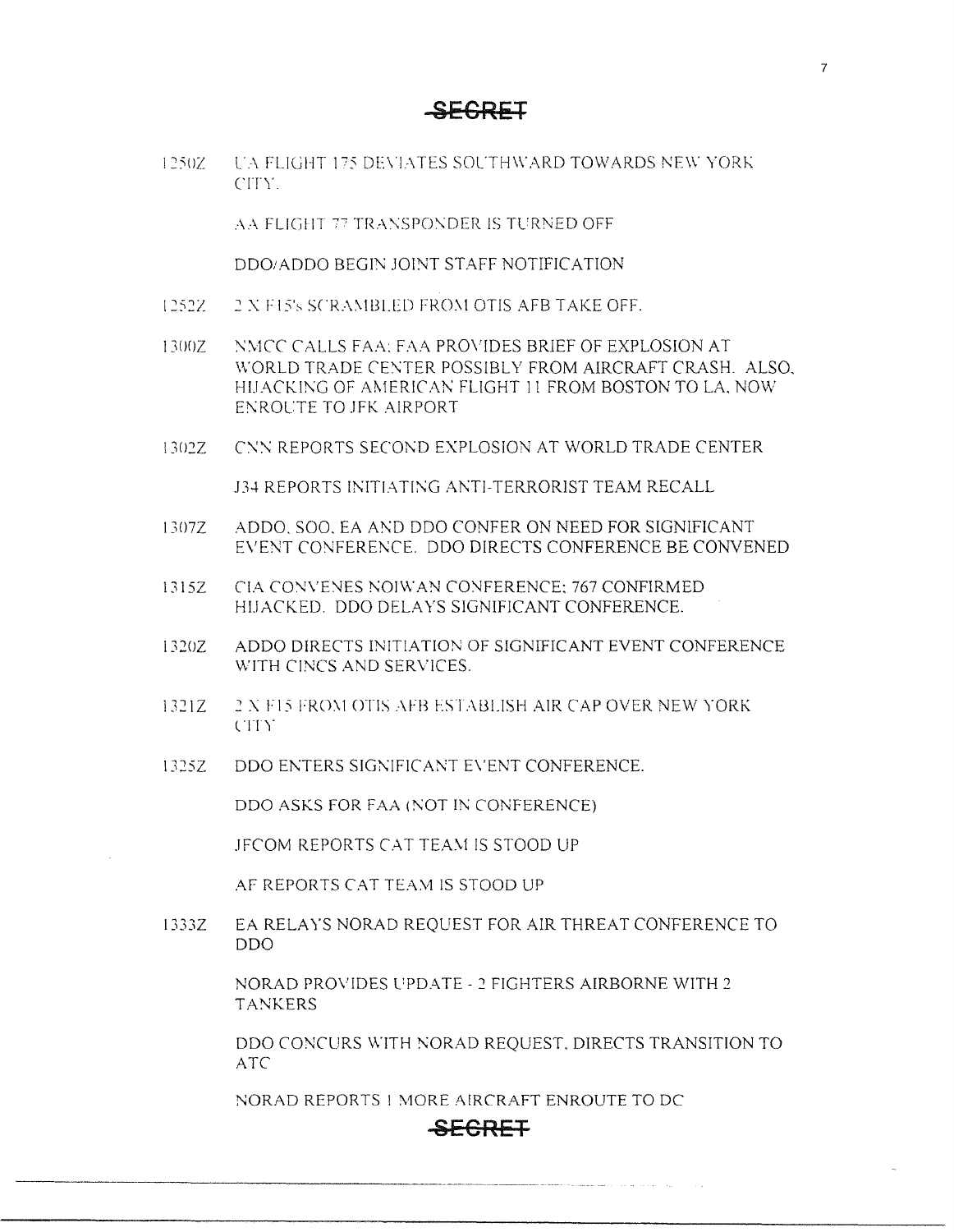~~SECRET~~

1250Z UA FLIGHT 175 DEVIATES SOUTHWARD TOWARDS NEW YORK CITY.

AA FLIGHT 77 TRANSPONDER IS TURNED OFF

DDO/ADDO BEGIN JOINT STAFF NOTIFICATION

1252Z 2 X F15's SCRAMBLED FROM OTIS AFB TAKE OFF.

1300Z NMCC CALLS FAA; FAA PROVIDES BRIEF OF EXPLOSION AT WORLD TRADE CENTER POSSIBLY FROM AIRCRAFT CRASH. ALSO, HIJACKING OF AMERICAN FLIGHT 11 FROM BOSTON TO LA, NOW ENROUTE TO JFK AIRPORT

1302Z CNN REPORTS SECOND EXPLOSION AT WORLD TRADE CENTER

J34 REPORTS INITIATING ANTI-TERRORIST TEAM RECALL

1307Z ADDO, SOO, EA AND DDO CONFER ON NEED FOR SIGNIFICANT EVENT CONFERENCE. DDO DIRECTS CONFERENCE BE CONVENED

1315Z CIA CONVENES NOIWAN CONFERENCE; 767 CONFIRMED HIJACKED. DDO DELAYS SIGNIFICANT CONFERENCE.

1320Z ADDO DIRECTS INITIATION OF SIGNIFICANT EVENT CONFERENCE WITH CINCS AND SERVICES.

1321Z 2 X F15 FROM OTIS AFB ESTABLISH AIR CAP OVER NEW YORK CITY

1325Z DDO ENTERS SIGNIFICANT EVENT CONFERENCE.

DDO ASKS FOR FAA (NOT IN CONFERENCE)

JFCOM REPORTS CAT TEAM IS STOOD UP

AF REPORTS CAT TEAM IS STOOD UP

1333Z EA RELAYS NORAD REQUEST FOR AIR THREAT CONFERENCE TO DDO

NORAD PROVIDES UPDATE - 2 FIGHTERS AIRBORNE WITH 2 TANKERS

DDO CONCURS WITH NORAD REQUEST, DIRECTS TRANSITION TO ATC

NORAD REPORTS 1 MORE AIRCRAFT ENROUTE TO DC

~~SECRET~~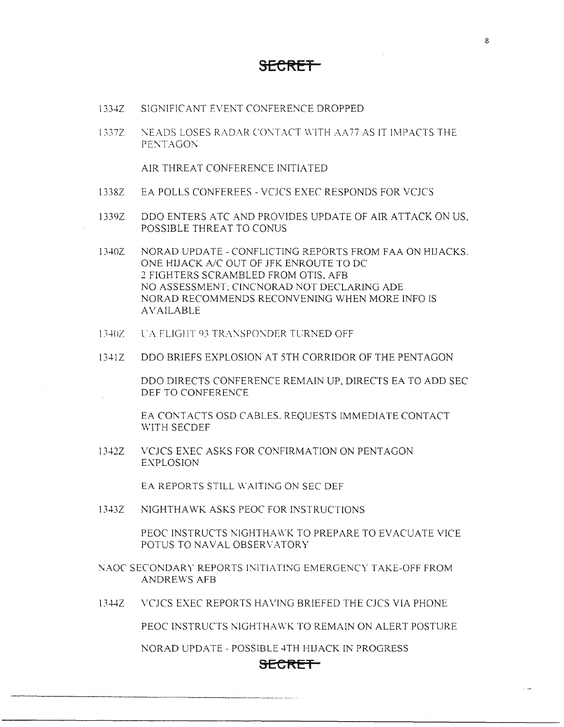**SECRET**

1334Z SIGNIFICANT EVENT CONFERENCE DROPPED

1337Z NEADS LOSES RADAR CONTACT WITH AA77 AS IT IMPACTS THE PENTAGON

AIR THREAT CONFERENCE INITIATED

1338Z EA POLLS CONFEREES - VCJCS EXEC RESPONDS FOR VCJCS

1339Z DDO ENTERS ATC AND PROVIDES UPDATE OF AIR ATTACK ON US, POSSIBLE THREAT TO CONUS

1340Z NORAD UPDATE - CONFLICTING REPORTS FROM FAA ON HIJACKS. ONE HIJACK A/C OUT OF JFK ENROUTE TO DC
2 FIGHTERS SCRAMBLED FROM OTIS, AFB
NO ASSESSMENT; CINCNORAD NOT DECLARING ADE
NORAD RECOMMENDS RECONVENING WHEN MORE INFO IS AVAILABLE

1340Z UA FLIGHT 93 TRANSPONDER TURNED OFF

1341Z DDO BRIEFS EXPLOSION AT 5TH CORRIDOR OF THE PENTAGON

DDO DIRECTS CONFERENCE REMAIN UP, DIRECTS EA TO ADD SEC DEF TO CONFERENCE

EA CONTACTS OSD CABLES, REQUESTS IMMEDIATE CONTACT WITH SECDEF

1342Z VCJCS EXEC ASKS FOR CONFIRMATION ON PENTAGON EXPLOSION

EA REPORTS STILL WAITING ON SEC DEF

1343Z NIGHTHAWK ASKS PEOC FOR INSTRUCTIONS

PEOC INSTRUCTS NIGHTHAWK TO PREPARE TO EVACUATE VICE POTUS TO NAVAL OBSERVATORY

NAOC SECONDARY REPORTS INITIATING EMERGENCY TAKE-OFF FROM ANDREWS AFB

1344Z VCJCS EXEC REPORTS HAVING BRIEFED THE CJCS VIA PHONE

PEOC INSTRUCTS NIGHTHAWK TO REMAIN ON ALERT POSTURE

NORAD UPDATE - POSSIBLE 4TH HIJACK IN PROGRESS

**SECRET**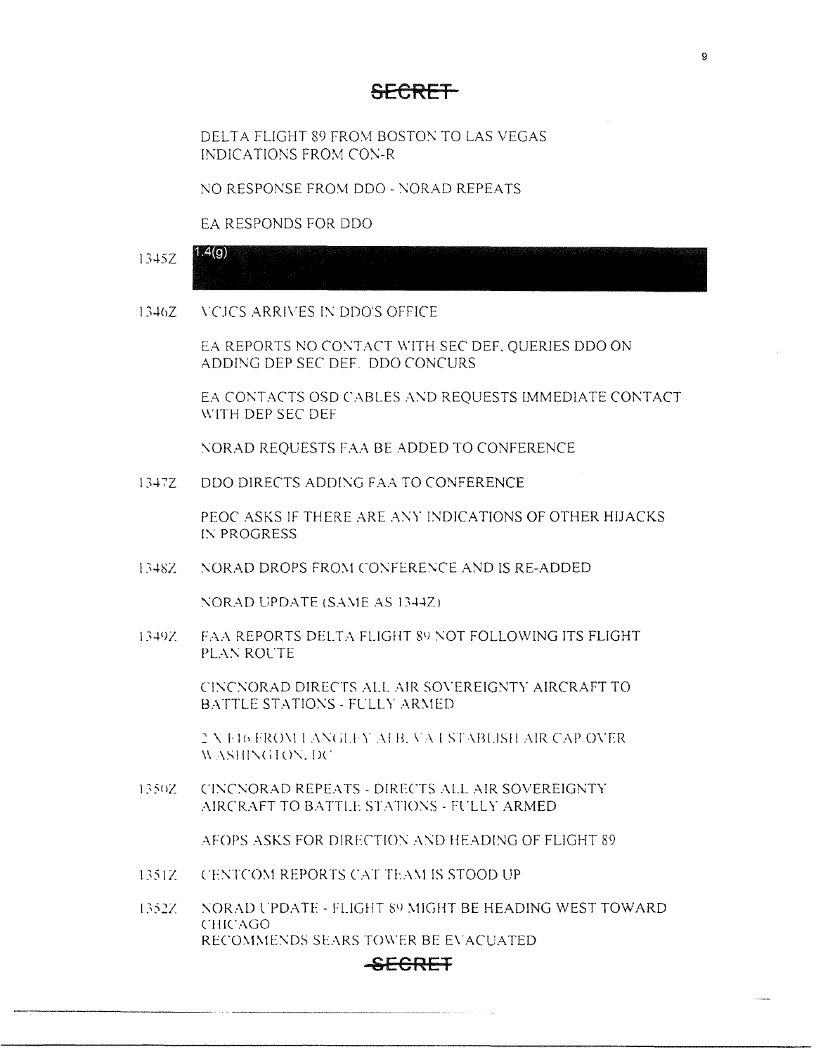**SECRET**

DELTA FLIGHT 89 FROM BOSTON TO LAS VEGAS
INDICATIONS FROM CON-R

NO RESPONSE FROM DDO - NORAD REPEATS

EA RESPONDS FOR DDO

1345Z 1.4(g)

1346Z VCJCS ARRIVES IN DDO'S OFFICE

EA REPORTS NO CONTACT WITH SEC DEF, QUERIES DDO ON ADDING DEP SEC DEF. DDO CONCURS

EA CONTACTS OSD CABLES AND REQUESTS IMMEDIATE CONTACT WITH DEP SEC DEF

NORAD REQUESTS FAA BE ADDED TO CONFERENCE

1347Z DDO DIRECTS ADDING FAA TO CONFERENCE

PEOC ASKS IF THERE ARE ANY INDICATIONS OF OTHER HIJACKS IN PROGRESS

1348Z NORAD DROPS FROM CONFERENCE AND IS RE-ADDED

NORAD UPDATE (SAME AS 1344Z)

1349Z FAA REPORTS DELTA FLIGHT 89 NOT FOLLOWING ITS FLIGHT PLAN ROUTE

CINCNORAD DIRECTS ALL AIR SOVEREIGNTY AIRCRAFT TO BATTLE STATIONS - FULLY ARMED

2 X F16 FROM LANGLEY AFB, VA ESTABLISH AIR CAP OVER WASHINGTON, DC

1350Z CINCNORAD REPEATS - DIRECTS ALL AIR SOVEREIGNTY AIRCRAFT TO BATTLE STATIONS - FULLY ARMED

AFOPS ASKS FOR DIRECTION AND HEADING OF FLIGHT 89

1351Z CENTCOM REPORTS CAT TEAM IS STOOD UP

1352Z NORAD UPDATE - FLIGHT 89 MIGHT BE HEADING WEST TOWARD CHICAGO
RECOMMENDS SEARS TOWER BE EVACUATED

**SECRET**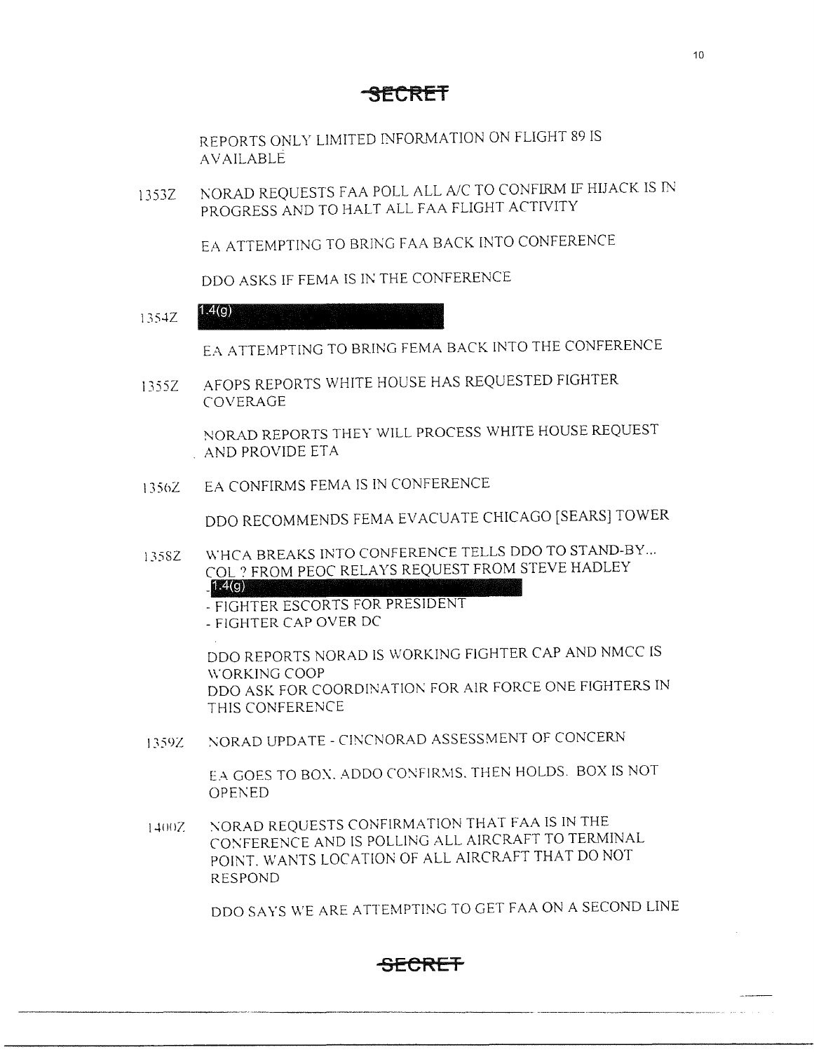**~~SECRET~~**

REPORTS ONLY LIMITED INFORMATION ON FLIGHT 89 IS AVAILABLE

1353Z NORAD REQUESTS FAA POLL ALL A/C TO CONFIRM IF HIJACK IS IN PROGRESS AND TO HALT ALL FAA FLIGHT ACTIVITY

EA ATTEMPTING TO BRING FAA BACK INTO CONFERENCE

DDO ASKS IF FEMA IS IN THE CONFERENCE

1354Z [1.4(g)]

EA ATTEMPTING TO BRING FEMA BACK INTO THE CONFERENCE

1355Z AFOPS REPORTS WHITE HOUSE HAS REQUESTED FIGHTER COVERAGE

NORAD REPORTS THEY WILL PROCESS WHITE HOUSE REQUEST AND PROVIDE ETA

1356Z EA CONFIRMS FEMA IS IN CONFERENCE

DDO RECOMMENDS FEMA EVACUATE CHICAGO [SEARS] TOWER

1358Z WHCA BREAKS INTO CONFERENCE TELLS DDO TO STAND-BY... COL ? FROM PEOC RELAYS REQUEST FROM STEVE HADLEY
- [1.4(g)]
- FIGHTER ESCORTS FOR PRESIDENT
- FIGHTER CAP OVER DC

DDO REPORTS NORAD IS WORKING FIGHTER CAP AND NMCC IS WORKING COOP
DDO ASK FOR COORDINATION FOR AIR FORCE ONE FIGHTERS IN THIS CONFERENCE

1359Z NORAD UPDATE - CINCNORAD ASSESSMENT OF CONCERN

EA GOES TO BOX. ADDO CONFIRMS, THEN HOLDS. BOX IS NOT OPENED

1400Z NORAD REQUESTS CONFIRMATION THAT FAA IS IN THE CONFERENCE AND IS POLLING ALL AIRCRAFT TO TERMINAL POINT. WANTS LOCATION OF ALL AIRCRAFT THAT DO NOT RESPOND

DDO SAYS WE ARE ATTEMPTING TO GET FAA ON A SECOND LINE

**~~SECRET~~**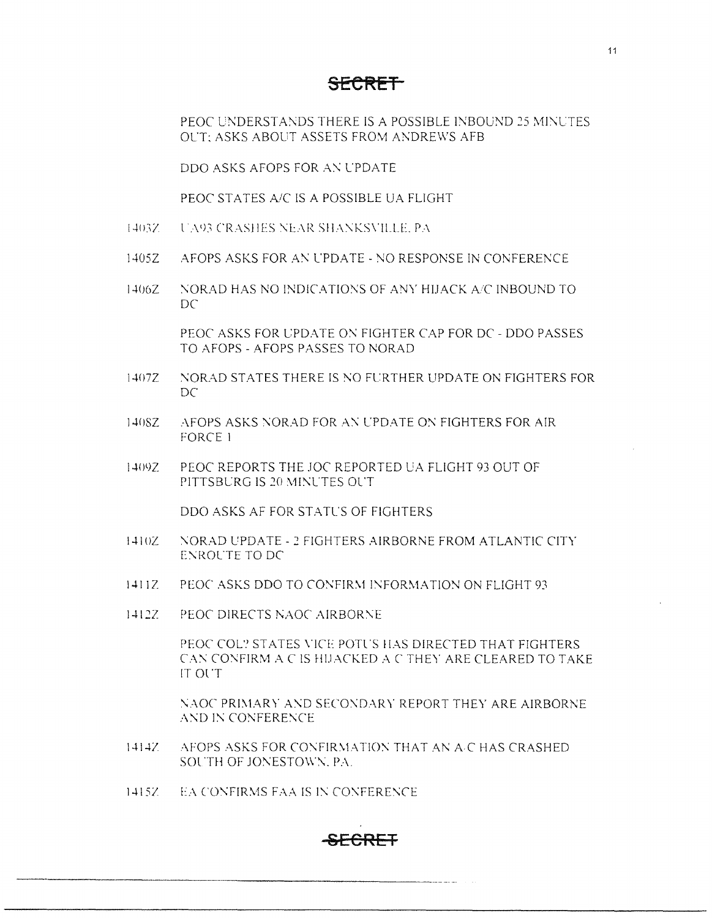**SECRET**

PEOC UNDERSTANDS THERE IS A POSSIBLE INBOUND 25 MINUTES OUT; ASKS ABOUT ASSETS FROM ANDREWS AFB

DDO ASKS AFOPS FOR AN UPDATE

PEOC STATES A/C IS A POSSIBLE UA FLIGHT

1403Z UA93 CRASHES NEAR SHANKSVILLE, PA

1405Z AFOPS ASKS FOR AN UPDATE - NO RESPONSE IN CONFERENCE

1406Z NORAD HAS NO INDICATIONS OF ANY HIJACK A/C INBOUND TO DC

PEOC ASKS FOR UPDATE ON FIGHTER CAP FOR DC - DDO PASSES TO AFOPS - AFOPS PASSES TO NORAD

1407Z NORAD STATES THERE IS NO FURTHER UPDATE ON FIGHTERS FOR DC

1408Z AFOPS ASKS NORAD FOR AN UPDATE ON FIGHTERS FOR AIR FORCE 1

1409Z PEOC REPORTS THE JOC REPORTED UA FLIGHT 93 OUT OF PITTSBURG IS 20 MINUTES OUT

DDO ASKS AF FOR STATUS OF FIGHTERS

1410Z NORAD UPDATE - 2 FIGHTERS AIRBORNE FROM ATLANTIC CITY ENROUTE TO DC

1411Z PEOC ASKS DDO TO CONFIRM INFORMATION ON FLIGHT 93

1412Z PEOC DIRECTS NAOC AIRBORNE

PEOC COL? STATES VICE POTUS HAS DIRECTED THAT FIGHTERS CAN CONFIRM A/C IS HIJACKED A/C THEY ARE CLEARED TO TAKE IT OUT

NAOC PRIMARY AND SECONDARY REPORT THEY ARE AIRBORNE AND IN CONFERENCE

1414Z AFOPS ASKS FOR CONFIRMATION THAT AN A/C HAS CRASHED SOUTH OF JONESTOWN, PA.

1415Z EA CONFIRMS FAA IS IN CONFERENCE

**SECRET**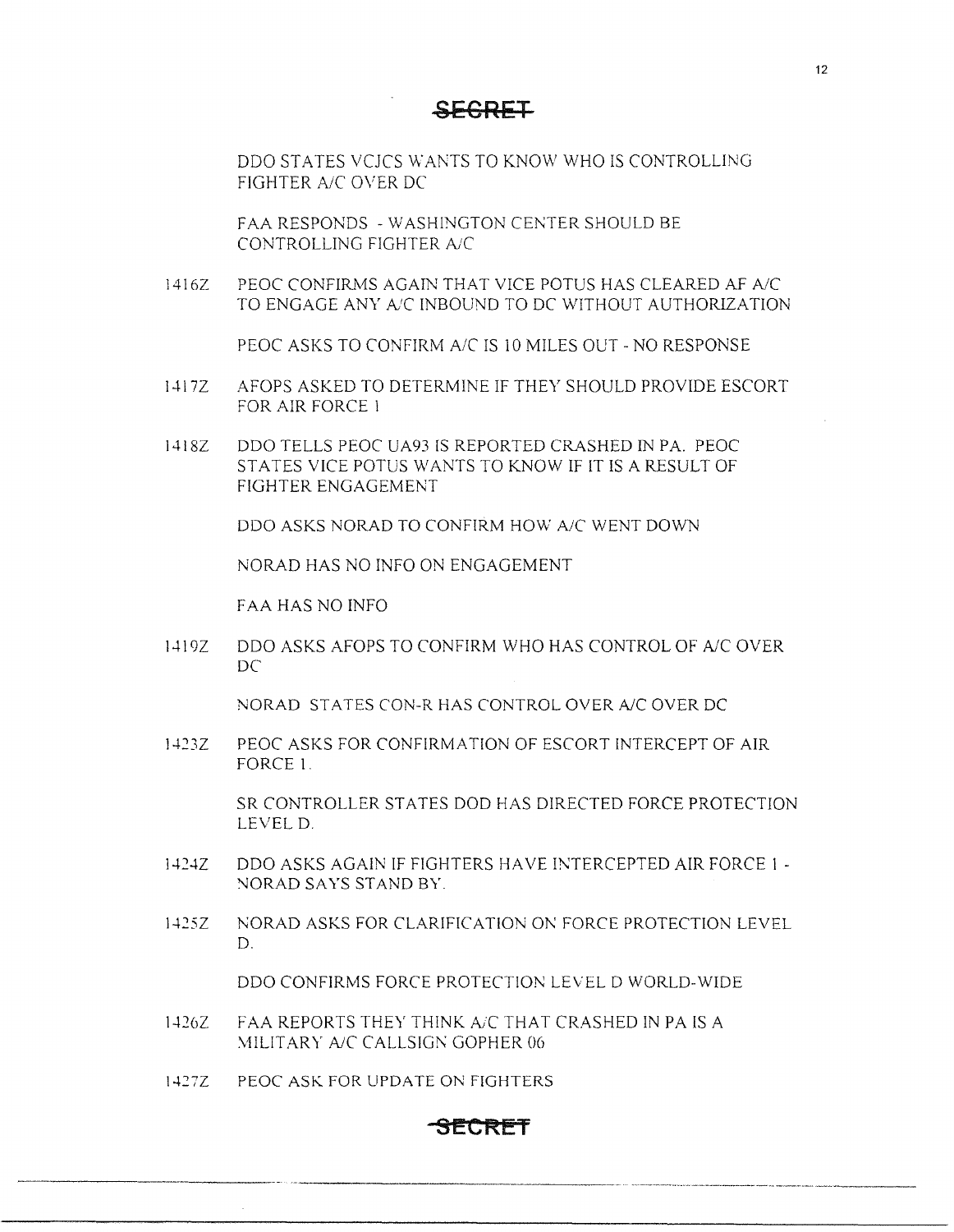~~SECRET~~

DDO STATES VCJCS WANTS TO KNOW WHO IS CONTROLLING FIGHTER A/C OVER DC

FAA RESPONDS - WASHINGTON CENTER SHOULD BE CONTROLLING FIGHTER A/C

1416Z PEOC CONFIRMS AGAIN THAT VICE POTUS HAS CLEARED AF A/C TO ENGAGE ANY A/C INBOUND TO DC WITHOUT AUTHORIZATION

PEOC ASKS TO CONFIRM A/C IS 10 MILES OUT - NO RESPONSE

1417Z AFOPS ASKED TO DETERMINE IF THEY SHOULD PROVIDE ESCORT FOR AIR FORCE 1

1418Z DDO TELLS PEOC UA93 IS REPORTED CRASHED IN PA. PEOC STATES VICE POTUS WANTS TO KNOW IF IT IS A RESULT OF FIGHTER ENGAGEMENT

DDO ASKS NORAD TO CONFIRM HOW A/C WENT DOWN

NORAD HAS NO INFO ON ENGAGEMENT

FAA HAS NO INFO

1419Z DDO ASKS AFOPS TO CONFIRM WHO HAS CONTROL OF A/C OVER DC

NORAD STATES CON-R HAS CONTROL OVER A/C OVER DC

1423Z PEOC ASKS FOR CONFIRMATION OF ESCORT INTERCEPT OF AIR FORCE 1.

SR CONTROLLER STATES DOD HAS DIRECTED FORCE PROTECTION LEVEL D.

1424Z DDO ASKS AGAIN IF FIGHTERS HAVE INTERCEPTED AIR FORCE 1 - NORAD SAYS STAND BY.

1425Z NORAD ASKS FOR CLARIFICATION ON FORCE PROTECTION LEVEL D.

DDO CONFIRMS FORCE PROTECTION LEVEL D WORLD-WIDE

1426Z FAA REPORTS THEY THINK A/C THAT CRASHED IN PA IS A MILITARY A/C CALLSIGN GOPHER 06

1427Z PEOC ASK FOR UPDATE ON FIGHTERS

~~SECRET~~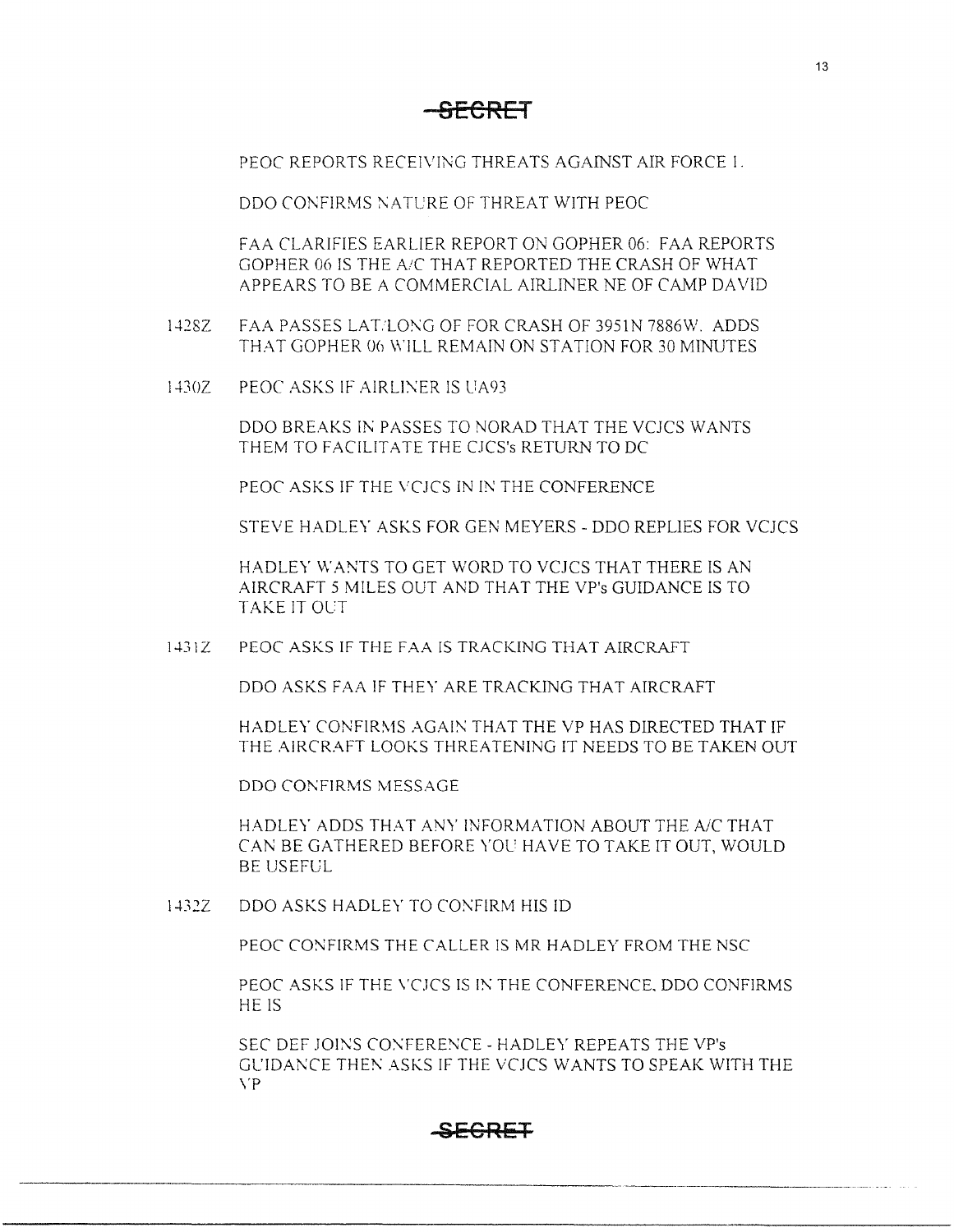~~SECRET~~

PEOC REPORTS RECEIVING THREATS AGAINST AIR FORCE 1.

DDO CONFIRMS NATURE OF THREAT WITH PEOC

FAA CLARIFIES EARLIER REPORT ON GOPHER 06: FAA REPORTS GOPHER 06 IS THE A/C THAT REPORTED THE CRASH OF WHAT APPEARS TO BE A COMMERCIAL AIRLINER NE OF CAMP DAVID

1428Z FAA PASSES LAT/LONG OF FOR CRASH OF 3951N 7886W. ADDS THAT GOPHER 06 WILL REMAIN ON STATION FOR 30 MINUTES

1430Z PEOC ASKS IF AIRLINER IS UA93

DDO BREAKS IN PASSES TO NORAD THAT THE VCJCS WANTS THEM TO FACILITATE THE CJCS's RETURN TO DC

PEOC ASKS IF THE VCJCS IN IN THE CONFERENCE

STEVE HADLEY ASKS FOR GEN MEYERS - DDO REPLIES FOR VCJCS

HADLEY WANTS TO GET WORD TO VCJCS THAT THERE IS AN AIRCRAFT 5 MILES OUT AND THAT THE VP's GUIDANCE IS TO TAKE IT OUT

1431Z PEOC ASKS IF THE FAA IS TRACKING THAT AIRCRAFT

DDO ASKS FAA IF THEY ARE TRACKING THAT AIRCRAFT

HADLEY CONFIRMS AGAIN THAT THE VP HAS DIRECTED THAT IF THE AIRCRAFT LOOKS THREATENING IT NEEDS TO BE TAKEN OUT

DDO CONFIRMS MESSAGE

HADLEY ADDS THAT ANY INFORMATION ABOUT THE A/C THAT CAN BE GATHERED BEFORE YOU HAVE TO TAKE IT OUT, WOULD BE USEFUL

1432Z DDO ASKS HADLEY TO CONFIRM HIS ID

PEOC CONFIRMS THE CALLER IS MR HADLEY FROM THE NSC

PEOC ASKS IF THE VCJCS IS IN THE CONFERENCE. DDO CONFIRMS HE IS

SEC DEF JOINS CONFERENCE - HADLEY REPEATS THE VP's GUIDANCE THEN ASKS IF THE VCJCS WANTS TO SPEAK WITH THE VP

~~SECRET~~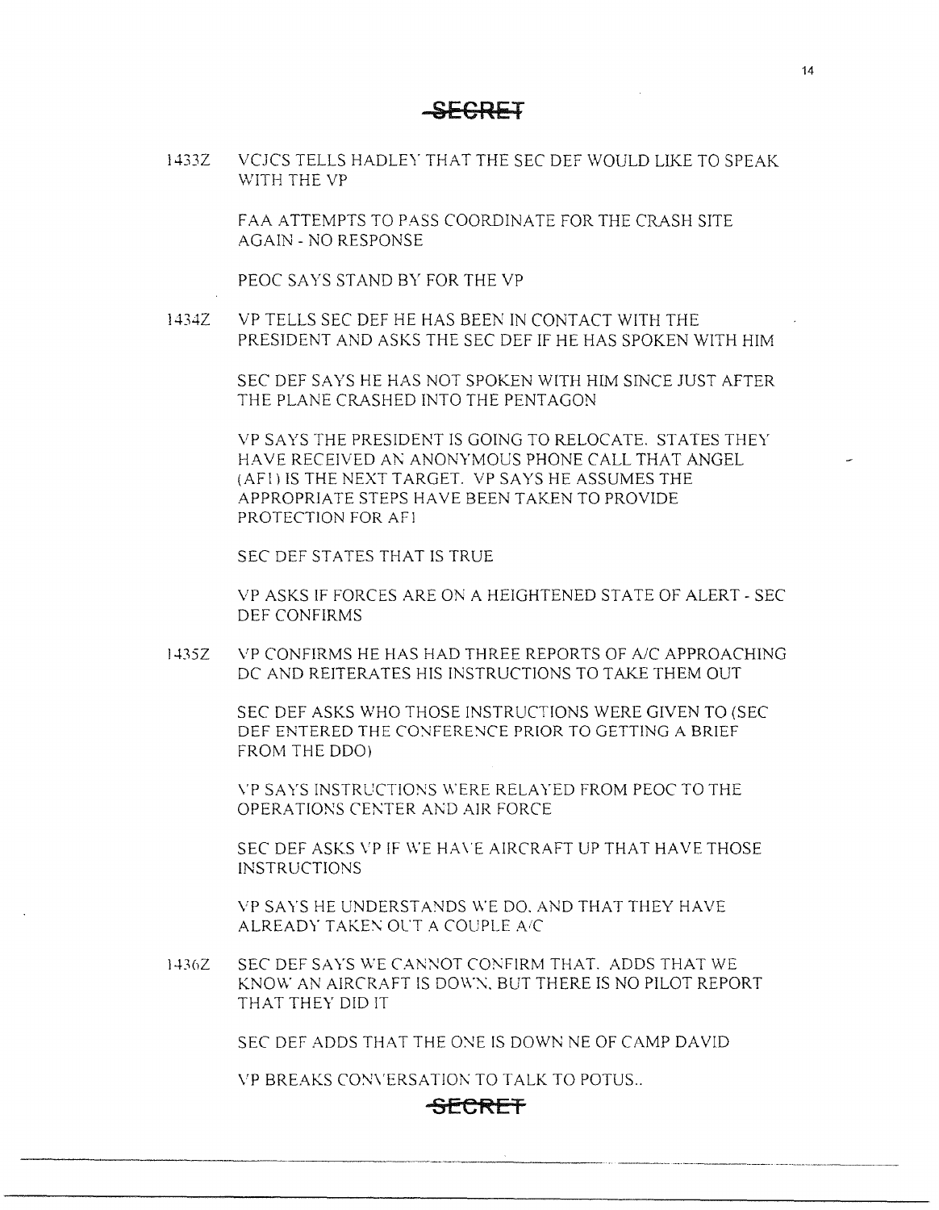**SECRET**

1433Z VCJCS TELLS HADLEY THAT THE SEC DEF WOULD LIKE TO SPEAK WITH THE VP

FAA ATTEMPTS TO PASS COORDINATE FOR THE CRASH SITE AGAIN - NO RESPONSE

PEOC SAYS STAND BY FOR THE VP

1434Z VP TELLS SEC DEF HE HAS BEEN IN CONTACT WITH THE PRESIDENT AND ASKS THE SEC DEF IF HE HAS SPOKEN WITH HIM

SEC DEF SAYS HE HAS NOT SPOKEN WITH HIM SINCE JUST AFTER THE PLANE CRASHED INTO THE PENTAGON

VP SAYS THE PRESIDENT IS GOING TO RELOCATE. STATES THEY HAVE RECEIVED AN ANONYMOUS PHONE CALL THAT ANGEL (AF1) IS THE NEXT TARGET. VP SAYS HE ASSUMES THE APPROPRIATE STEPS HAVE BEEN TAKEN TO PROVIDE PROTECTION FOR AF1

SEC DEF STATES THAT IS TRUE

VP ASKS IF FORCES ARE ON A HEIGHTENED STATE OF ALERT - SEC DEF CONFIRMS

1435Z VP CONFIRMS HE HAS HAD THREE REPORTS OF A/C APPROACHING DC AND REITERATES HIS INSTRUCTIONS TO TAKE THEM OUT

SEC DEF ASKS WHO THOSE INSTRUCTIONS WERE GIVEN TO (SEC DEF ENTERED THE CONFERENCE PRIOR TO GETTING A BRIEF FROM THE DDO)

VP SAYS INSTRUCTIONS WERE RELAYED FROM PEOC TO THE OPERATIONS CENTER AND AIR FORCE

SEC DEF ASKS VP IF WE HAVE AIRCRAFT UP THAT HAVE THOSE INSTRUCTIONS

VP SAYS HE UNDERSTANDS WE DO, AND THAT THEY HAVE ALREADY TAKEN OUT A COUPLE A/C

1436Z SEC DEF SAYS WE CANNOT CONFIRM THAT. ADDS THAT WE KNOW AN AIRCRAFT IS DOWN, BUT THERE IS NO PILOT REPORT THAT THEY DID IT

SEC DEF ADDS THAT THE ONE IS DOWN NE OF CAMP DAVID

VP BREAKS CONVERSATION TO TALK TO POTUS..

**SECRET**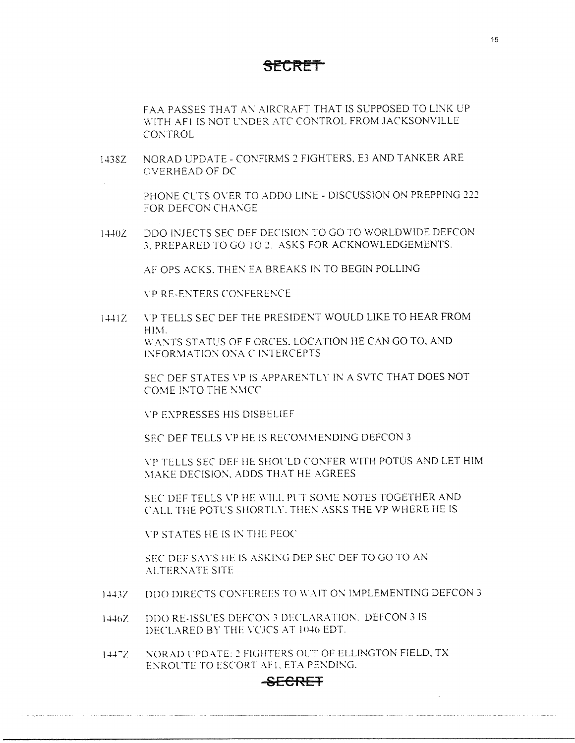**SECRET**

FAA PASSES THAT AN AIRCRAFT THAT IS SUPPOSED TO LINK UP WITH AF1 IS NOT UNDER ATC CONTROL FROM JACKSONVILLE CONTROL

1438Z NORAD UPDATE - CONFIRMS 2 FIGHTERS, E3 AND TANKER ARE OVERHEAD OF DC

PHONE CUTS OVER TO ADDO LINE - DISCUSSION ON PREPPING 222 FOR DEFCON CHANGE

1440Z DDO INJECTS SEC DEF DECISION TO GO TO WORLDWIDE DEFCON 3, PREPARED TO GO TO 2. ASKS FOR ACKNOWLEDGEMENTS.

AF OPS ACKS, THEN EA BREAKS IN TO BEGIN POLLING

VP RE-ENTERS CONFERENCE

1441Z VP TELLS SEC DEF THE PRESIDENT WOULD LIKE TO HEAR FROM HIM.
WANTS STATUS OF F ORCES, LOCATION HE CAN GO TO, AND INFORMATION ONA C INTERCEPTS

SEC DEF STATES VP IS APPARENTLY IN A SVTC THAT DOES NOT COME INTO THE NMCC

VP EXPRESSES HIS DISBELIEF

SEC DEF TELLS VP HE IS RECOMMENDING DEFCON 3

VP TELLS SEC DEF HE SHOULD CONFER WITH POTUS AND LET HIM MAKE DECISION, ADDS THAT HE AGREES

SEC DEF TELLS VP HE WILL PUT SOME NOTES TOGETHER AND CALL THE POTUS SHORTLY. THEN ASKS THE VP WHERE HE IS

VP STATES HE IS IN THE PEOC

SEC DEF SAYS HE IS ASKING DEP SEC DEF TO GO TO AN ALTERNATE SITE

1443Z DDO DIRECTS CONFEREES TO WAIT ON IMPLEMENTING DEFCON 3

1446Z DDO RE-ISSUES DEFCON 3 DECLARATION. DEFCON 3 IS DECLARED BY THE VCJCS AT 1046 EDT.

1447Z NORAD UPDATE: 2 FIGHTERS OUT OF ELLINGTON FIELD, TX ENROUTE TO ESCORT AF1, ETA PENDING.

**SECRET**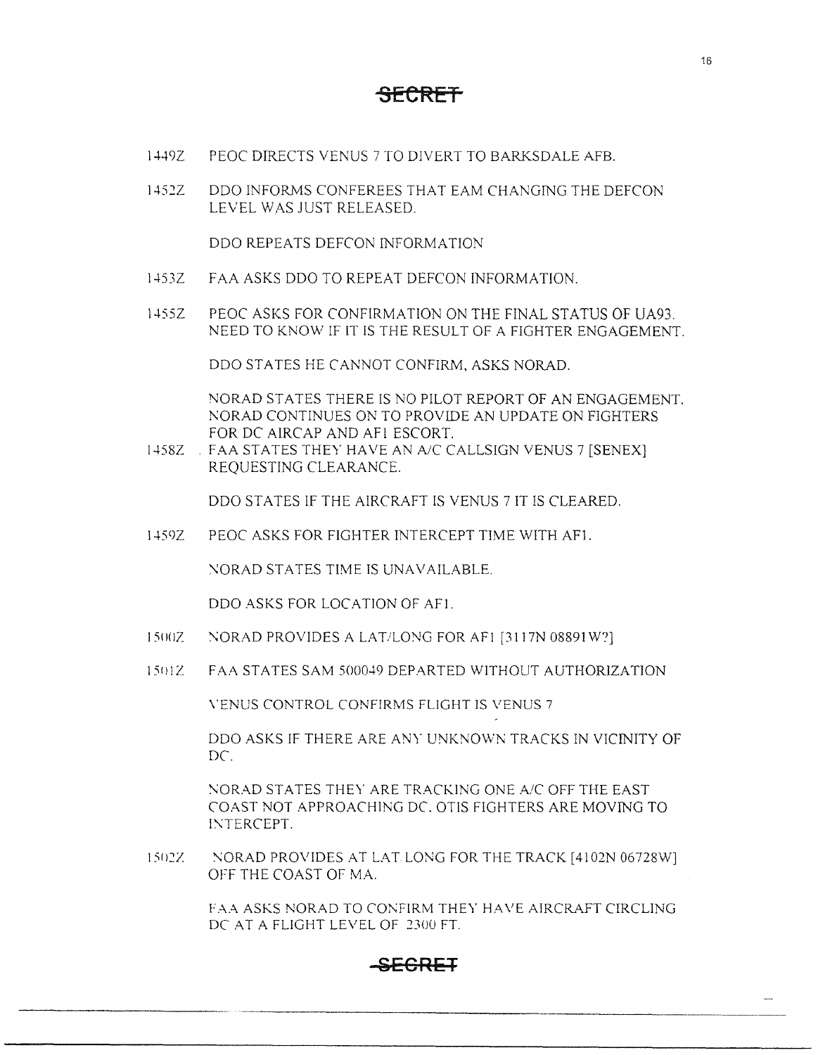**~~SECRET~~**

1449Z PEOC DIRECTS VENUS 7 TO DIVERT TO BARKSDALE AFB.

1452Z DDO INFORMS CONFEREES THAT EAM CHANGING THE DEFCON LEVEL WAS JUST RELEASED.

DDO REPEATS DEFCON INFORMATION

1453Z FAA ASKS DDO TO REPEAT DEFCON INFORMATION.

1455Z PEOC ASKS FOR CONFIRMATION ON THE FINAL STATUS OF UA93. NEED TO KNOW IF IT IS THE RESULT OF A FIGHTER ENGAGEMENT.

DDO STATES HE CANNOT CONFIRM, ASKS NORAD.

NORAD STATES THERE IS NO PILOT REPORT OF AN ENGAGEMENT. NORAD CONTINUES ON TO PROVIDE AN UPDATE ON FIGHTERS FOR DC AIRCAP AND AF1 ESCORT.

1458Z FAA STATES THEY HAVE AN A/C CALLSIGN VENUS 7 [SENEX] REQUESTING CLEARANCE.

DDO STATES IF THE AIRCRAFT IS VENUS 7 IT IS CLEARED.

1459Z PEOC ASKS FOR FIGHTER INTERCEPT TIME WITH AF1.

NORAD STATES TIME IS UNAVAILABLE.

DDO ASKS FOR LOCATION OF AF1.

1500Z NORAD PROVIDES A LAT/LONG FOR AF1 [3117N 08891W?]

1501Z FAA STATES SAM 500049 DEPARTED WITHOUT AUTHORIZATION

VENUS CONTROL CONFIRMS FLIGHT IS VENUS 7

DDO ASKS IF THERE ARE ANY UNKNOWN TRACKS IN VICINITY OF DC.

NORAD STATES THEY ARE TRACKING ONE A/C OFF THE EAST COAST NOT APPROACHING DC. OTIS FIGHTERS ARE MOVING TO INTERCEPT.

1502Z NORAD PROVIDES AT LAT LONG FOR THE TRACK [4102N 06728W] OFF THE COAST OF MA.

FAA ASKS NORAD TO CONFIRM THEY HAVE AIRCRAFT CIRCLING DC AT A FLIGHT LEVEL OF 2300 FT.

**~~SECRET~~**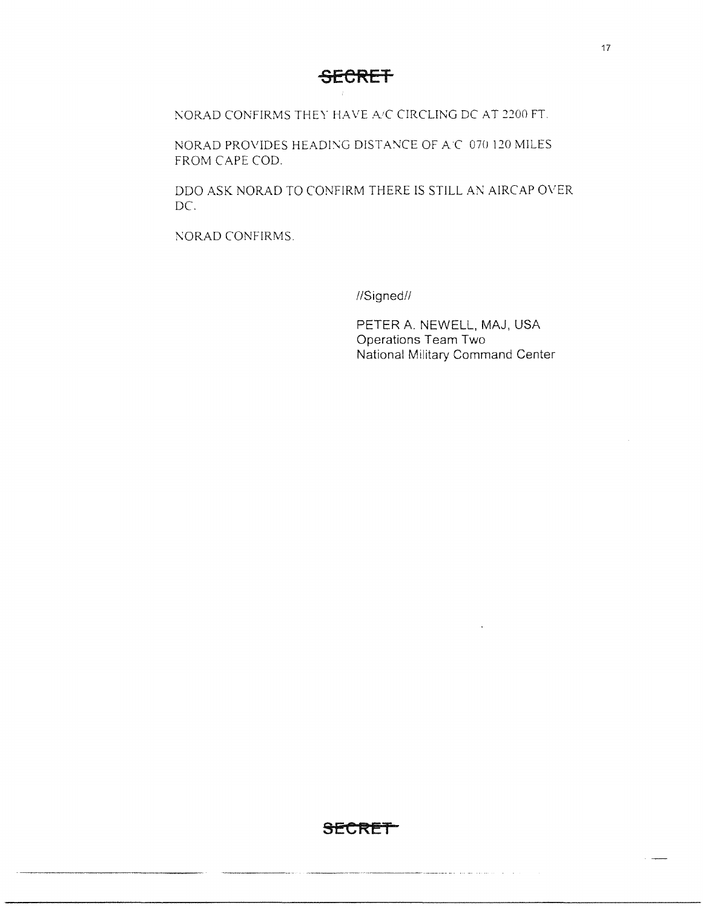SECRET

NORAD CONFIRMS THEY HAVE A/C CIRCLING DC AT 2200 FT.

NORAD PROVIDES HEADING DISTANCE OF A/C 070 120 MILES FROM CAPE COD.

DDO ASK NORAD TO CONFIRM THERE IS STILL AN AIRCAP OVER DC.

NORAD CONFIRMS.

//Signed//

PETER A. NEWELL, MAJ, USA
Operations Team Two
National Military Command Center

SECRET